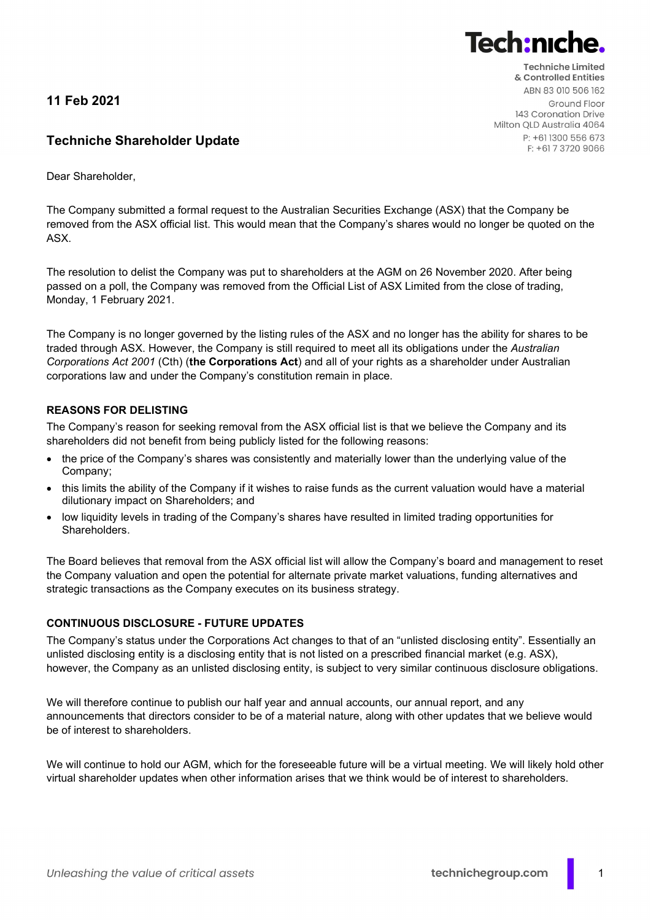**Techniche Limited**
**& Controlled Entities**
ABN 83 010 506 162
Ground Floor
143 Coronation Drive
Milton QLD Australia 4064
P: +61 1300 556 673
F: +61 7 3720 9066

**11 Feb 2021**

## Techniche Shareholder Update

Dear Shareholder,

The Company submitted a formal request to the Australian Securities Exchange (ASX) that the Company be removed from the ASX official list. This would mean that the Company's shares would no longer be quoted on the ASX.

The resolution to delist the Company was put to shareholders at the AGM on 26 November 2020. After being passed on a poll, the Company was removed from the Official List of ASX Limited from the close of trading, Monday, 1 February 2021.

The Company is no longer governed by the listing rules of the ASX and no longer has the ability for shares to be traded through ASX. However, the Company is still required to meet all its obligations under the *Australian Corporations Act 2001* (Cth) (**the Corporations Act**) and all of your rights as a shareholder under Australian corporations law and under the Company's constitution remain in place.

### REASONS FOR DELISTING

The Company's reason for seeking removal from the ASX official list is that we believe the Company and its shareholders did not benefit from being publicly listed for the following reasons:

- the price of the Company's shares was consistently and materially lower than the underlying value of the Company;
- this limits the ability of the Company if it wishes to raise funds as the current valuation would have a material dilutionary impact on Shareholders; and
- low liquidity levels in trading of the Company's shares have resulted in limited trading opportunities for Shareholders.

The Board believes that removal from the ASX official list will allow the Company's board and management to reset the Company valuation and open the potential for alternate private market valuations, funding alternatives and strategic transactions as the Company executes on its business strategy.

### CONTINUOUS DISCLOSURE - FUTURE UPDATES

The Company's status under the Corporations Act changes to that of an "unlisted disclosing entity". Essentially an unlisted disclosing entity is a disclosing entity that is not listed on a prescribed financial market (e.g. ASX), however, the Company as an unlisted disclosing entity, is subject to very similar continuous disclosure obligations.

We will therefore continue to publish our half year and annual accounts, our annual report, and any announcements that directors consider to be of a material nature, along with other updates that we believe would be of interest to shareholders.

We will continue to hold our AGM, which for the foreseeable future will be a virtual meeting. We will likely hold other virtual shareholder updates when other information arises that we think would be of interest to shareholders.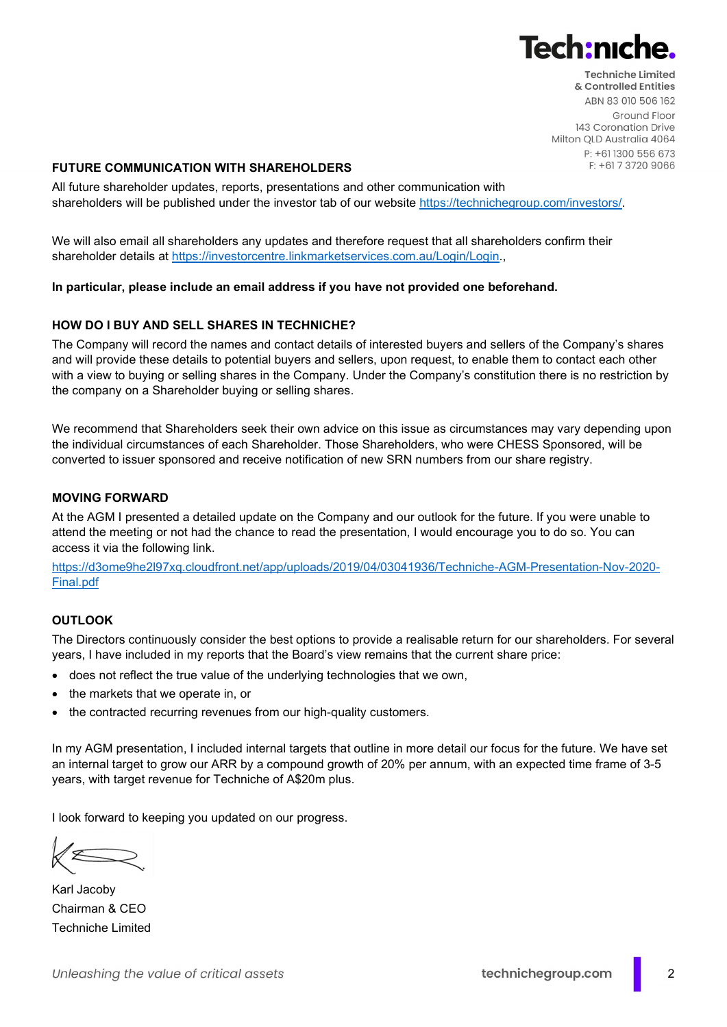## FUTURE COMMUNICATION WITH SHAREHOLDERS

All future shareholder updates, reports, presentations and other communication with shareholders will be published under the investor tab of our website https://technichegroup.com/investors/.

We will also email all shareholders any updates and therefore request that all shareholders confirm their shareholder details at https://investorcentre.linkmarketservices.com.au/Login/Login.,

**In particular, please include an email address if you have not provided one beforehand.**

## HOW DO I BUY AND SELL SHARES IN TECHNICHE?

The Company will record the names and contact details of interested buyers and sellers of the Company's shares and will provide these details to potential buyers and sellers, upon request, to enable them to contact each other with a view to buying or selling shares in the Company. Under the Company's constitution there is no restriction by the company on a Shareholder buying or selling shares.

We recommend that Shareholders seek their own advice on this issue as circumstances may vary depending upon the individual circumstances of each Shareholder. Those Shareholders, who were CHESS Sponsored, will be converted to issuer sponsored and receive notification of new SRN numbers from our share registry.

## MOVING FORWARD

At the AGM I presented a detailed update on the Company and our outlook for the future. If you were unable to attend the meeting or not had the chance to read the presentation, I would encourage you to do so. You can access it via the following link.

https://d3ome9he2l97xq.cloudfront.net/app/uploads/2019/04/03041936/Techniche-AGM-Presentation-Nov-2020-Final.pdf

## OUTLOOK

The Directors continuously consider the best options to provide a realisable return for our shareholders. For several years, I have included in my reports that the Board's view remains that the current share price:

- does not reflect the true value of the underlying technologies that we own,
- the markets that we operate in, or
- the contracted recurring revenues from our high-quality customers.

In my AGM presentation, I included internal targets that outline in more detail our focus for the future. We have set an internal target to grow our ARR by a compound growth of 20% per annum, with an expected time frame of 3-5 years, with target revenue for Techniche of A$20m plus.

I look forward to keeping you updated on our progress.

Karl Jacoby
Chairman & CEO
Techniche Limited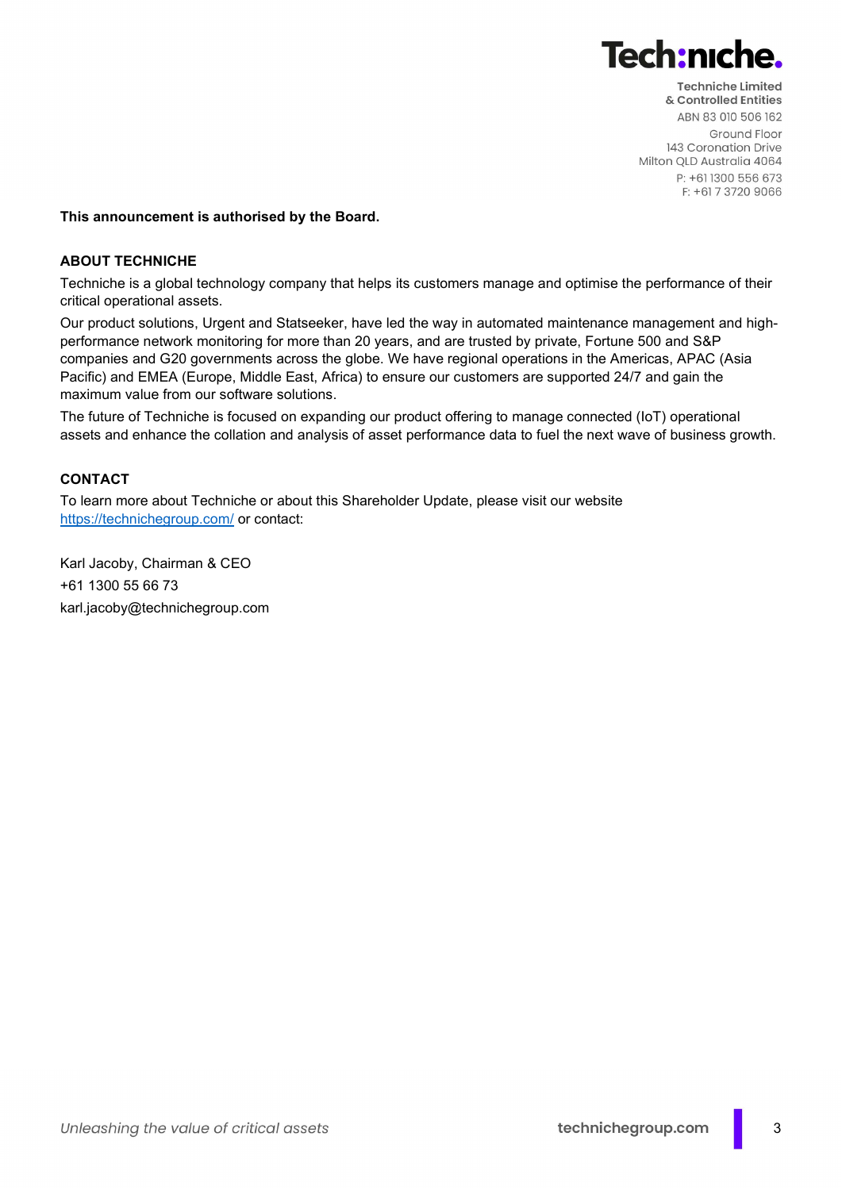**This announcement is authorised by the Board.**

## ABOUT TECHNICHE

Techniche is a global technology company that helps its customers manage and optimise the performance of their critical operational assets.

Our product solutions, Urgent and Statseeker, have led the way in automated maintenance management and high-performance network monitoring for more than 20 years, and are trusted by private, Fortune 500 and S&P companies and G20 governments across the globe. We have regional operations in the Americas, APAC (Asia Pacific) and EMEA (Europe, Middle East, Africa) to ensure our customers are supported 24/7 and gain the maximum value from our software solutions.

The future of Techniche is focused on expanding our product offering to manage connected (IoT) operational assets and enhance the collation and analysis of asset performance data to fuel the next wave of business growth.

## CONTACT

To learn more about Techniche or about this Shareholder Update, please visit our website https://technichegroup.com/ or contact:

Karl Jacoby, Chairman & CEO
+61 1300 55 66 73
karl.jacoby@technichegroup.com